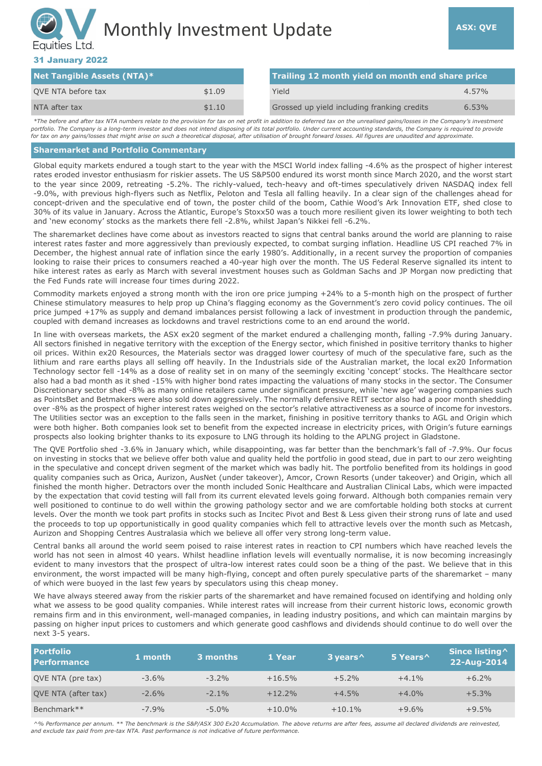# Monthly Investment Update

QV Equities Ltd.

**ASX: QVE**

**31 January 2022**

| Net Tangible Assets (NTA)* | |
|---|---|
| QVE NTA before tax | $1.09 |
| NTA after tax | $1.10 |

| Trailing 12 month yield on month end share price | |
|---|---|
| Yield | 4.57% |
| Grossed up yield including franking credits | 6.53% |

*\*The before and after tax NTA numbers relate to the provision for tax on net profit in addition to deferred tax on the unrealised gains/losses in the Company's investment portfolio. The Company is a long-term investor and does not intend disposing of its total portfolio. Under current accounting standards, the Company is required to provide for tax on any gains/losses that might arise on such a theoretical disposal, after utilisation of brought forward losses. All figures are unaudited and approximate.*

## Sharemarket and Portfolio Commentary

Global equity markets endured a tough start to the year with the MSCI World index falling -4.6% as the prospect of higher interest rates eroded investor enthusiasm for riskier assets. The US S&P500 endured its worst month since March 2020, and the worst start to the year since 2009, retreating -5.2%. The richly-valued, tech-heavy and oft-times speculatively driven NASDAQ index fell -9.0%, with previous high-flyers such as Netflix, Peloton and Tesla all falling heavily. In a clear sign of the challenges ahead for concept-driven and the speculative end of town, the poster child of the boom, Cathie Wood's Ark Innovation ETF, shed close to 30% of its value in January. Across the Atlantic, Europe's Stoxx50 was a touch more resilient given its lower weighting to both tech and 'new economy' stocks as the markets there fell -2.8%, whilst Japan's Nikkei fell -6.2%.

The sharemarket declines have come about as investors reacted to signs that central banks around the world are planning to raise interest rates faster and more aggressively than previously expected, to combat surging inflation. Headline US CPI reached 7% in December, the highest annual rate of inflation since the early 1980's. Additionally, in a recent survey the proportion of companies looking to raise their prices to consumers reached a 40-year high over the month. The US Federal Reserve signalled its intent to hike interest rates as early as March with several investment houses such as Goldman Sachs and JP Morgan now predicting that the Fed Funds rate will increase four times during 2022.

Commodity markets enjoyed a strong month with the iron ore price jumping +24% to a 5-month high on the prospect of further Chinese stimulatory measures to help prop up China's flagging economy as the Government's zero covid policy continues. The oil price jumped +17% as supply and demand imbalances persist following a lack of investment in production through the pandemic, coupled with demand increases as lockdowns and travel restrictions come to an end around the world.

In line with overseas markets, the ASX ex20 segment of the market endured a challenging month, falling -7.9% during January. All sectors finished in negative territory with the exception of the Energy sector, which finished in positive territory thanks to higher oil prices. Within ex20 Resources, the Materials sector was dragged lower courtesy of much of the speculative fare, such as the lithium and rare earths plays all selling off heavily. In the Industrials side of the Australian market, the local ex20 Information Technology sector fell -14% as a dose of reality set in on many of the seemingly exciting 'concept' stocks. The Healthcare sector also had a bad month as it shed -15% with higher bond rates impacting the valuations of many stocks in the sector. The Consumer Discretionary sector shed -8% as many online retailers came under significant pressure, while 'new age' wagering companies such as PointsBet and Betmakers were also sold down aggressively. The normally defensive REIT sector also had a poor month shedding over -8% as the prospect of higher interest rates weighed on the sector's relative attractiveness as a source of income for investors. The Utilities sector was an exception to the falls seen in the market, finishing in positive territory thanks to AGL and Origin which were both higher. Both companies look set to benefit from the expected increase in electricity prices, with Origin's future earnings prospects also looking brighter thanks to its exposure to LNG through its holding to the APLNG project in Gladstone.

The QVE Portfolio shed -3.6% in January which, while disappointing, was far better than the benchmark's fall of -7.9%. Our focus on investing in stocks that we believe offer both value and quality held the portfolio in good stead, due in part to our zero weighting in the speculative and concept driven segment of the market which was badly hit. The portfolio benefited from its holdings in good quality companies such as Orica, Aurizon, AusNet (under takeover), Amcor, Crown Resorts (under takeover) and Origin, which all finished the month higher. Detractors over the month included Sonic Healthcare and Australian Clinical Labs, which were impacted by the expectation that covid testing will fall from its current elevated levels going forward. Although both companies remain very well positioned to continue to do well within the growing pathology sector and we are comfortable holding both stocks at current levels. Over the month we took part profits in stocks such as Incitec Pivot and Best & Less given their strong runs of late and used the proceeds to top up opportunistically in good quality companies which fell to attractive levels over the month such as Metcash, Aurizon and Shopping Centres Australasia which we believe all offer very strong long-term value.

Central banks all around the world seem poised to raise interest rates in reaction to CPI numbers which have reached levels the world has not seen in almost 40 years. Whilst headline inflation levels will eventually normalise, it is now becoming increasingly evident to many investors that the prospect of ultra-low interest rates could soon be a thing of the past. We believe that in this environment, the worst impacted will be many high-flying, concept and often purely speculative parts of the sharemarket – many of which were buoyed in the last few years by speculators using this cheap money.

We have always steered away from the riskier parts of the sharemarket and have remained focused on identifying and holding only what we assess to be good quality companies. While interest rates will increase from their current historic lows, economic growth remains firm and in this environment, well-managed companies, in leading industry positions, and which can maintain margins by passing on higher input prices to customers and which generate good cashflows and dividends should continue to do well over the next 3-5 years.

| Portfolio Performance | 1 month | 3 months | 1 Year | 3 years^ | 5 Years^ | Since listing^ 22-Aug-2014 |
|---|---|---|---|---|---|---|
| QVE NTA (pre tax) | -3.6% | -3.2% | +16.5% | +5.2% | +4.1% | +6.2% |
| QVE NTA (after tax) | -2.6% | -2.1% | +12.2% | +4.5% | +4.0% | +5.3% |
| Benchmark** | -7.9% | -5.0% | +10.0% | +10.1% | +9.6% | +9.5% |

*^% Performance per annum. \*\* The benchmark is the S&P/ASX 300 Ex20 Accumulation. The above returns are after fees, assume all declared dividends are reinvested, and exclude tax paid from pre-tax NTA. Past performance is not indicative of future performance.*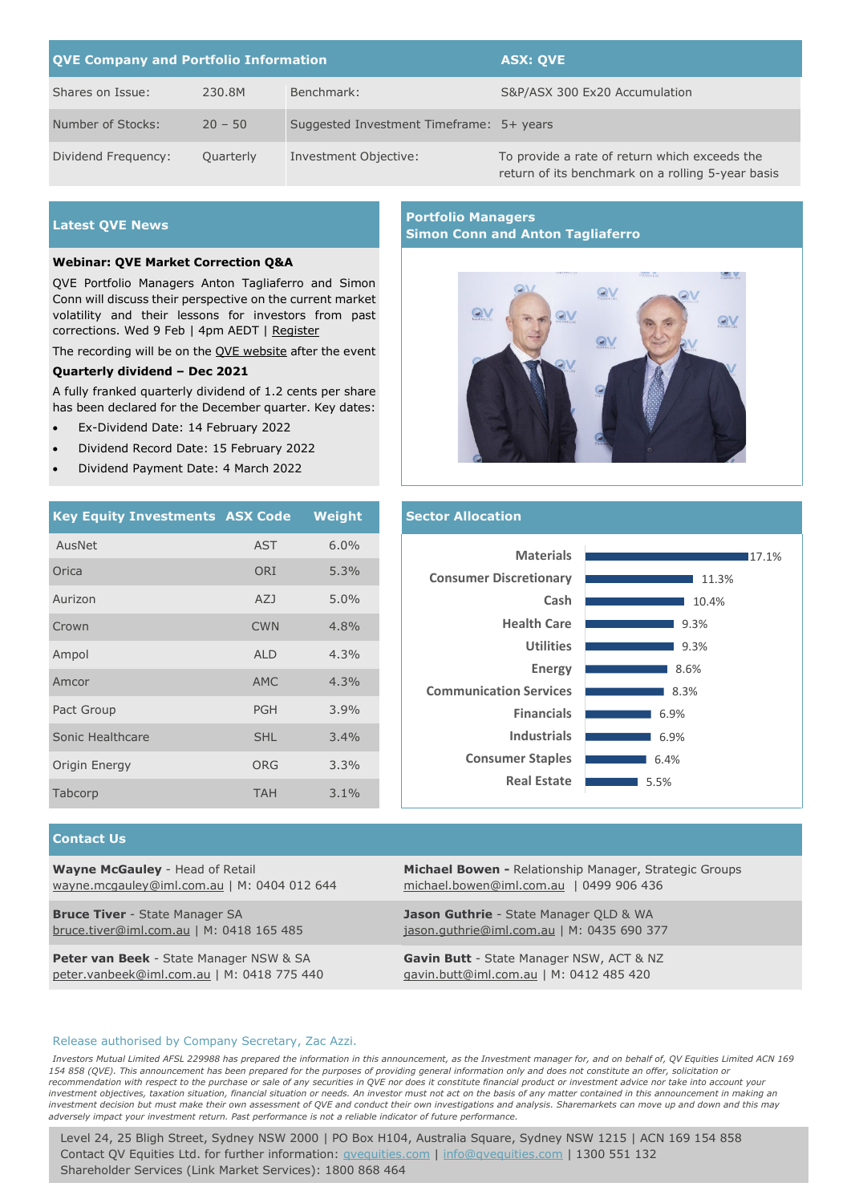## QVE Company and Portfolio Information

**ASX: QVE**

| | | | |
|---|---|---|---|
| Shares on Issue: | 230.8M | Benchmark: | S&P/ASX 300 Ex20 Accumulation |
| Number of Stocks: | 20 – 50 | Suggested Investment Timeframe: | 5+ years |
| Dividend Frequency: | Quarterly | Investment Objective: | To provide a rate of return which exceeds the return of its benchmark on a rolling 5-year basis |

## Latest QVE News

**Webinar: QVE Market Correction Q&A**

QVE Portfolio Managers Anton Tagliaferro and Simon Conn will discuss their perspective on the current market volatility and their lessons for investors from past corrections. Wed 9 Feb | 4pm AEDT | Register

The recording will be on the QVE website after the event

**Quarterly dividend – Dec 2021**

A fully franked quarterly dividend of 1.2 cents per share has been declared for the December quarter. Key dates:

- Ex-Dividend Date: 14 February 2022
- Dividend Record Date: 15 February 2022
- Dividend Payment Date: 4 March 2022

## Portfolio Managers
## Simon Conn and Anton Tagliaferro

| Key Equity Investments | ASX Code | Weight |
|---|---|---|
| AusNet | AST | 6.0% |
| Orica | ORI | 5.3% |
| Aurizon | AZJ | 5.0% |
| Crown | CWN | 4.8% |
| Ampol | ALD | 4.3% |
| Amcor | AMC | 4.3% |
| Pact Group | PGH | 3.9% |
| Sonic Healthcare | SHL | 3.4% |
| Origin Energy | ORG | 3.3% |
| Tabcorp | TAH | 3.1% |

## Sector Allocation

Materials 17.1%
Consumer Discretionary 11.3%
Cash 10.4%
Health Care 9.3%
Utilities 9.3%
Energy 8.6%
Communication Services 8.3%
Financials 6.9%
Industrials 6.9%
Consumer Staples 6.4%
Real Estate 5.5%

## Contact Us

**Wayne McGauley** - Head of Retail
wayne.mcgauley@iml.com.au | M: 0404 012 644

**Michael Bowen -** Relationship Manager, Strategic Groups
michael.bowen@iml.com.au | 0499 906 436

**Bruce Tiver** - State Manager SA
bruce.tiver@iml.com.au | M: 0418 165 485

**Jason Guthrie** - State Manager QLD & WA
jason.guthrie@iml.com.au | M: 0435 690 377

**Peter van Beek** - State Manager NSW & SA
peter.vanbeek@iml.com.au | M: 0418 775 440

**Gavin Butt** - State Manager NSW, ACT & NZ
gavin.butt@iml.com.au | M: 0412 485 420

Release authorised by Company Secretary, Zac Azzi.

*Investors Mutual Limited AFSL 229988 has prepared the information in this announcement, as the Investment manager for, and on behalf of, QV Equities Limited ACN 169 154 858 (QVE). This announcement has been prepared for the purposes of providing general information only and does not constitute an offer, solicitation or recommendation with respect to the purchase or sale of any securities in QVE nor does it constitute financial product or investment advice nor take into account your investment objectives, taxation situation, financial situation or needs. An investor must not act on the basis of any matter contained in this announcement in making an investment decision but must make their own assessment of QVE and conduct their own investigations and analysis. Sharemarkets can move up and down and this may adversely impact your investment return. Past performance is not a reliable indicator of future performance.*

Level 24, 25 Bligh Street, Sydney NSW 2000 | PO Box H104, Australia Square, Sydney NSW 1215 | ACN 169 154 858
Contact QV Equities Ltd. for further information: qvequities.com | info@qvequities.com | 1300 551 132
Shareholder Services (Link Market Services): 1800 868 464